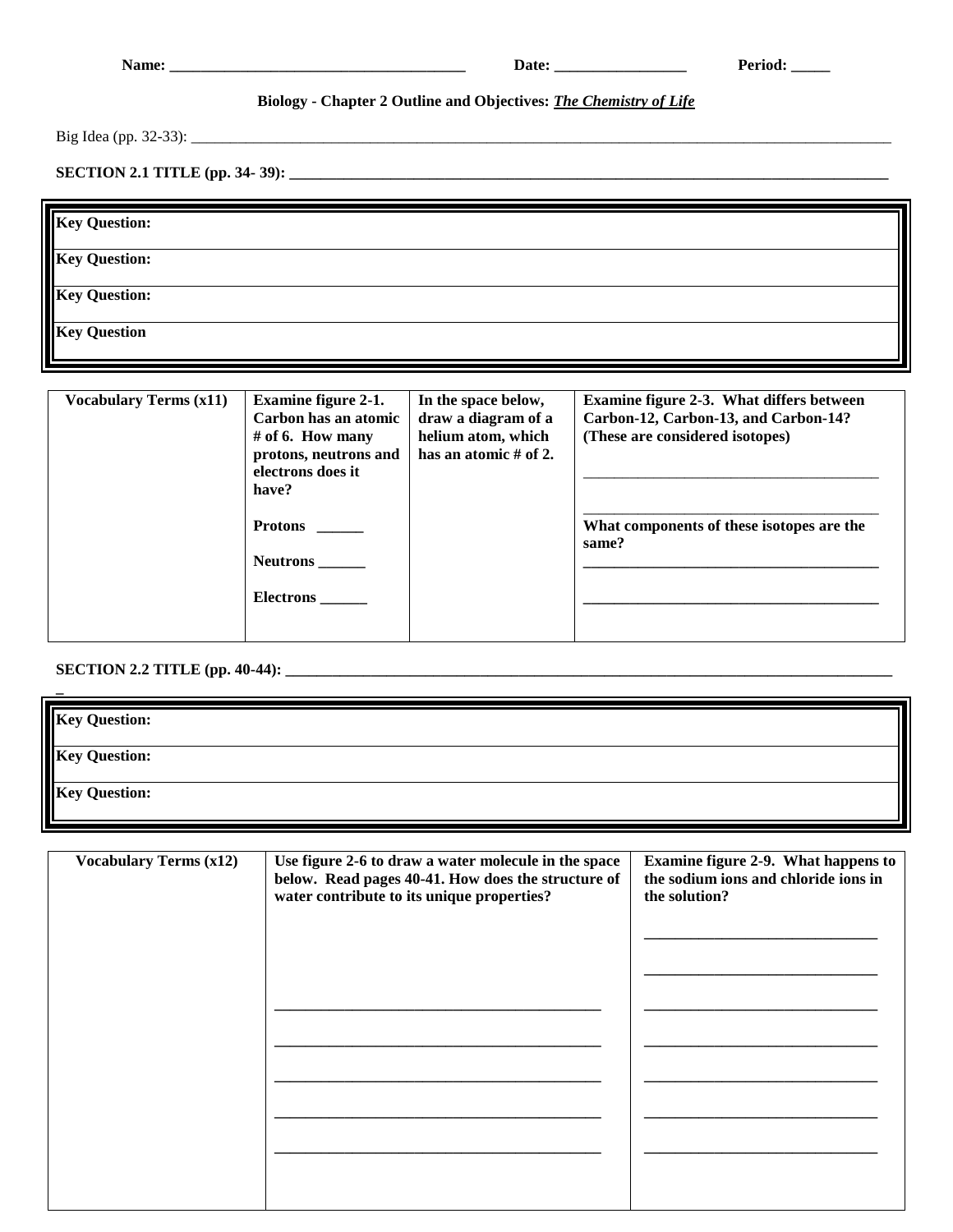**Name: ______________________________________ Date: _________________ Period: _____**

**Biology - Chapter 2 Outline and Objectives: *The Chemistry of Life***

Big Idea (pp. 32-33): ____________________________________________________________________________________________

**SECTION 2.1 TITLE (pp. 34- 39): ________________________________________________________________________________**

| **Key Question:** |
|---|
| **Key Question:** |
| **Key Question:** |
| **Key Question** |

| Vocabulary Terms (x11) | Examine figure 2-1. Carbon has an atomic # of 6. How many protons, neutrons and electrons does it have? | In the space below, draw a diagram of a helium atom, which has an atomic # of 2. | Examine figure 2-3. What differs between Carbon-12, Carbon-13, and Carbon-14? (These are considered isotopes) |
|---|---|---|---|
| | **Protons** ______<br><br>**Neutrons** ______<br><br>**Electrons** ______ | | ______________________________________<br><br>______________________________________<br><br>**What components of these isotopes are the same?**<br>______________________________________<br><br>______________________________________ |

**SECTION 2.2 TITLE (pp. 40-44): ________________________________________________________________________________**
**_**

| **Key Question:** |
|---|
| **Key Question:** |
| **Key Question:** |

| Vocabulary Terms (x12) | Use figure 2-6 to draw a water molecule in the space below. Read pages 40-41. How does the structure of water contribute to its unique properties? | Examine figure 2-9. What happens to the sodium ions and chloride ions in the solution? |
|---|---|---|
| | ________________________________________<br>________________________________________<br>________________________________________<br>________________________________________<br>________________________________________ | ______________________________<br>______________________________<br>______________________________<br>______________________________<br>______________________________<br>______________________________<br>______________________________ |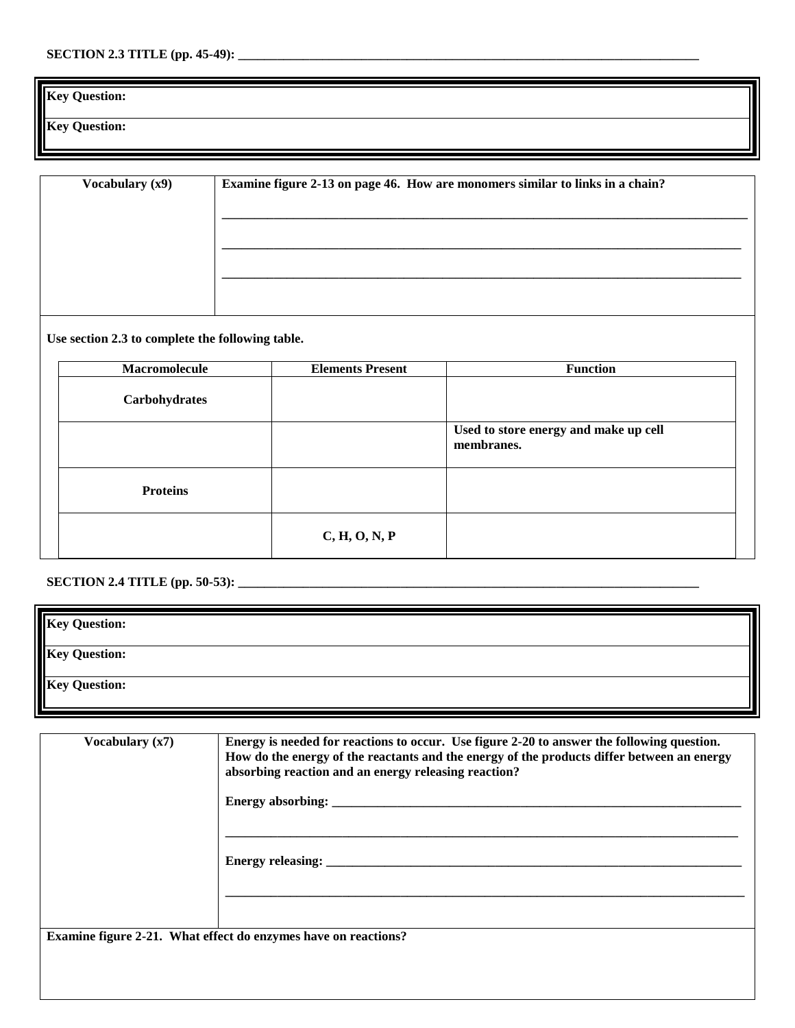**SECTION 2.3 TITLE (pp. 45-49): ___________________________________________________________________________**

| |
|---|
| **Key Question:** |
| **Key Question:** |

| **Vocabulary (x9)** | **Examine figure 2-13 on page 46. How are monomers similar to links in a chain?** |
|---|---|
| | ______________________________________________________________________________ |
| | ______________________________________________________________________________ |
| | ______________________________________________________________________________ |

**Use section 2.3 to complete the following table.**

| Macromolecule | Elements Present | Function |
|---|---|---|
| **Carbohydrates** | | |
| | | **Used to store energy and make up cell membranes.** |
| **Proteins** | | |
| | **C, H, O, N, P** | |

**SECTION 2.4 TITLE (pp. 50-53): ___________________________________________________________________________**

| |
|---|
| **Key Question:** |
| **Key Question:** |
| **Key Question:** |

| **Vocabulary (x7)** | **Energy is needed for reactions to occur. Use figure 2-20 to answer the following question. How do the energy of the reactants and the energy of the products differ between an energy absorbing reaction and an energy releasing reaction?** |
|---|---|
| | **Energy absorbing:** ________________________________________________________________ |
| | ______________________________________________________________________________ |
| | **Energy releasing:** ________________________________________________________________ |
| | ______________________________________________________________________________ |

**Examine figure 2-21. What effect do enzymes have on reactions?**